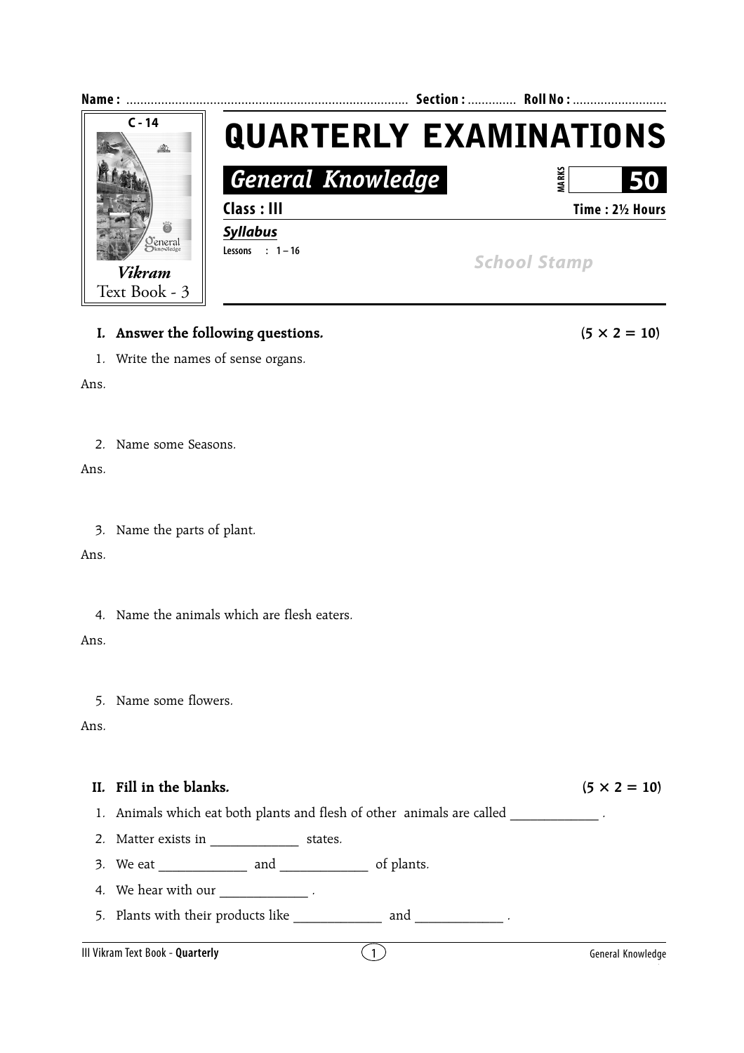Name : ................................................................................ Section : ............. Roll No : ..........................

C - 14

*Vikram*
Text Book - 3

# QUARTERLY EXAMINATIONS

## *General Knowledge*

MARKS **50**

**Class : III** **Time : 2½ Hours**

***Syllabus***

**Lessons : 1 – 16**

*School Stamp*

**I. Answer the following questions.** **(5 × 2 = 10)**

1. Write the names of sense organs.

Ans.

2. Name some Seasons.

Ans.

3. Name the parts of plant.

Ans.

4. Name the animals which are flesh eaters.

Ans.

5. Name some flowers.

Ans.

**II. Fill in the blanks.** **(5 × 2 = 10)**

1. Animals which eat both plants and flesh of other animals are called _____________ .
2. Matter exists in _____________ states.
3. We eat _____________ and _____________ of plants.
4. We hear with our _____________ .
5. Plants with their products like _____________ and _____________ .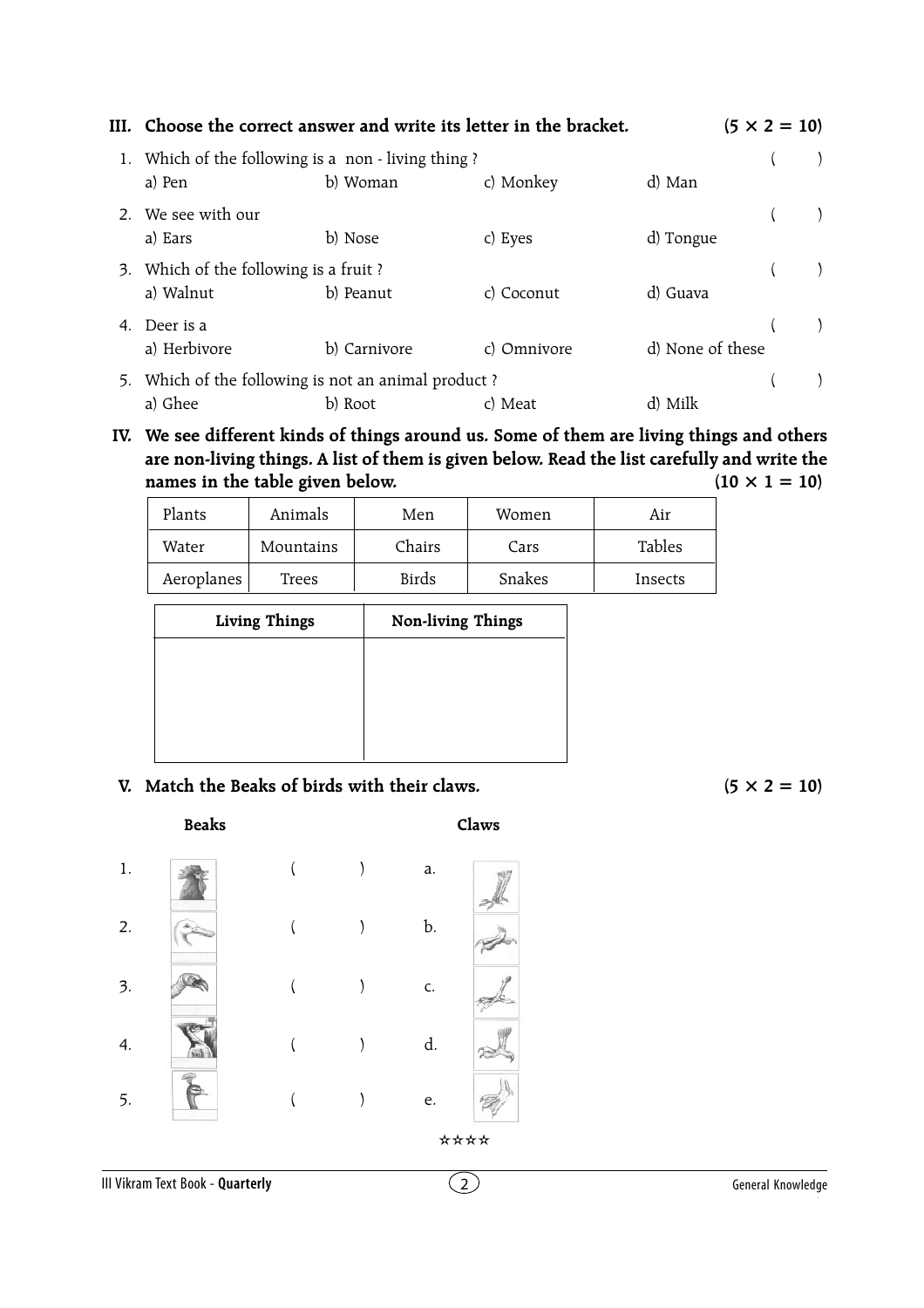**III. Choose the correct answer and write its letter in the bracket. (5 × 2 = 10)**

1. Which of the following is a non - living thing ? ( )
   a) Pen b) Woman c) Monkey d) Man

2. We see with our ( )
   a) Ears b) Nose c) Eyes d) Tongue

3. Which of the following is a fruit ? ( )
   a) Walnut b) Peanut c) Coconut d) Guava

4. Deer is a ( )
   a) Herbivore b) Carnivore c) Omnivore d) None of these

5. Which of the following is not an animal product ? ( )
   a) Ghee b) Root c) Meat d) Milk

**IV. We see different kinds of things around us. Some of them are living things and others are non-living things. A list of them is given below. Read the list carefully and write the names in the table given below. (10 × 1 = 10)**

| | | | | |
|---|---|---|---|---|
| Plants | Animals | Men | Women | Air |
| Water | Mountains | Chairs | Cars | Tables |
| Aeroplanes | Trees | Birds | Snakes | Insects |

| Living Things | Non-living Things |
|---|---|
| | |

**V. Match the Beaks of birds with their claws. (5 × 2 = 10)**

| Beaks | | Claws |
|---|---|---|
| 1. | ( ) | a. |
| 2. | ( ) | b. |
| 3. | ( ) | c. |
| 4. | ( ) | d. |
| 5. | ( ) | e. |

☆☆☆☆